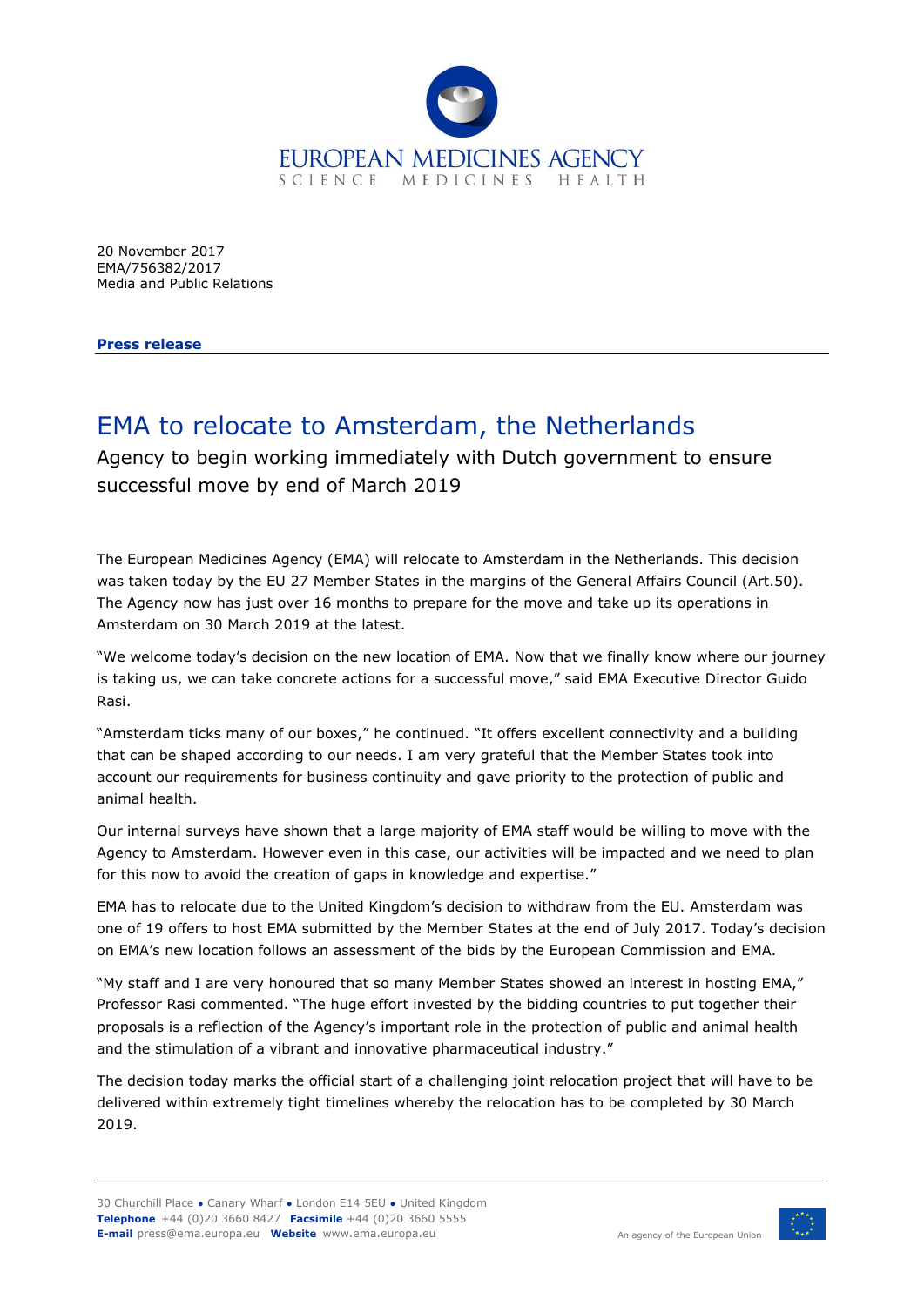EUROPEAN MEDICINES AGENCY
SCIENCE MEDICINES HEALTH

20 November 2017
EMA/756382/2017
Media and Public Relations

**Press release**

# EMA to relocate to Amsterdam, the Netherlands

Agency to begin working immediately with Dutch government to ensure successful move by end of March 2019

The European Medicines Agency (EMA) will relocate to Amsterdam in the Netherlands. This decision was taken today by the EU 27 Member States in the margins of the General Affairs Council (Art.50). The Agency now has just over 16 months to prepare for the move and take up its operations in Amsterdam on 30 March 2019 at the latest.

"We welcome today's decision on the new location of EMA. Now that we finally know where our journey is taking us, we can take concrete actions for a successful move," said EMA Executive Director Guido Rasi.

"Amsterdam ticks many of our boxes," he continued. "It offers excellent connectivity and a building that can be shaped according to our needs. I am very grateful that the Member States took into account our requirements for business continuity and gave priority to the protection of public and animal health.

Our internal surveys have shown that a large majority of EMA staff would be willing to move with the Agency to Amsterdam. However even in this case, our activities will be impacted and we need to plan for this now to avoid the creation of gaps in knowledge and expertise."

EMA has to relocate due to the United Kingdom's decision to withdraw from the EU. Amsterdam was one of 19 offers to host EMA submitted by the Member States at the end of July 2017. Today's decision on EMA's new location follows an assessment of the bids by the European Commission and EMA.

"My staff and I are very honoured that so many Member States showed an interest in hosting EMA," Professor Rasi commented. "The huge effort invested by the bidding countries to put together their proposals is a reflection of the Agency's important role in the protection of public and animal health and the stimulation of a vibrant and innovative pharmaceutical industry."

The decision today marks the official start of a challenging joint relocation project that will have to be delivered within extremely tight timelines whereby the relocation has to be completed by 30 March 2019.

30 Churchill Place ● Canary Wharf ● London E14 5EU ● United Kingdom
**Telephone** +44 (0)20 3660 8427 **Facsimile** +44 (0)20 3660 5555
**E-mail** press@ema.europa.eu **Website** www.ema.europa.eu

An agency of the European Union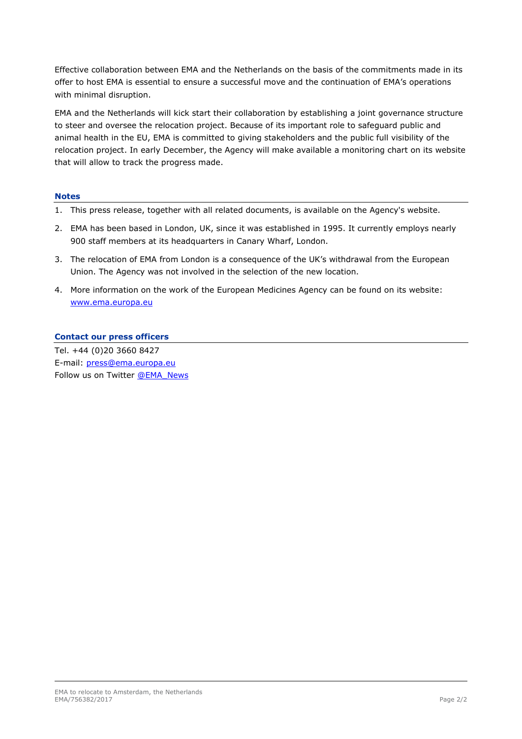Effective collaboration between EMA and the Netherlands on the basis of the commitments made in its offer to host EMA is essential to ensure a successful move and the continuation of EMA's operations with minimal disruption.

EMA and the Netherlands will kick start their collaboration by establishing a joint governance structure to steer and oversee the relocation project. Because of its important role to safeguard public and animal health in the EU, EMA is committed to giving stakeholders and the public full visibility of the relocation project. In early December, the Agency will make available a monitoring chart on its website that will allow to track the progress made.

## Notes

1. This press release, together with all related documents, is available on the Agency's website.
2. EMA has been based in London, UK, since it was established in 1995. It currently employs nearly 900 staff members at its headquarters in Canary Wharf, London.
3. The relocation of EMA from London is a consequence of the UK's withdrawal from the European Union. The Agency was not involved in the selection of the new location.
4. More information on the work of the European Medicines Agency can be found on its website: www.ema.europa.eu

## Contact our press officers

Tel. +44 (0)20 3660 8427
E-mail: press@ema.europa.eu
Follow us on Twitter @EMA_News